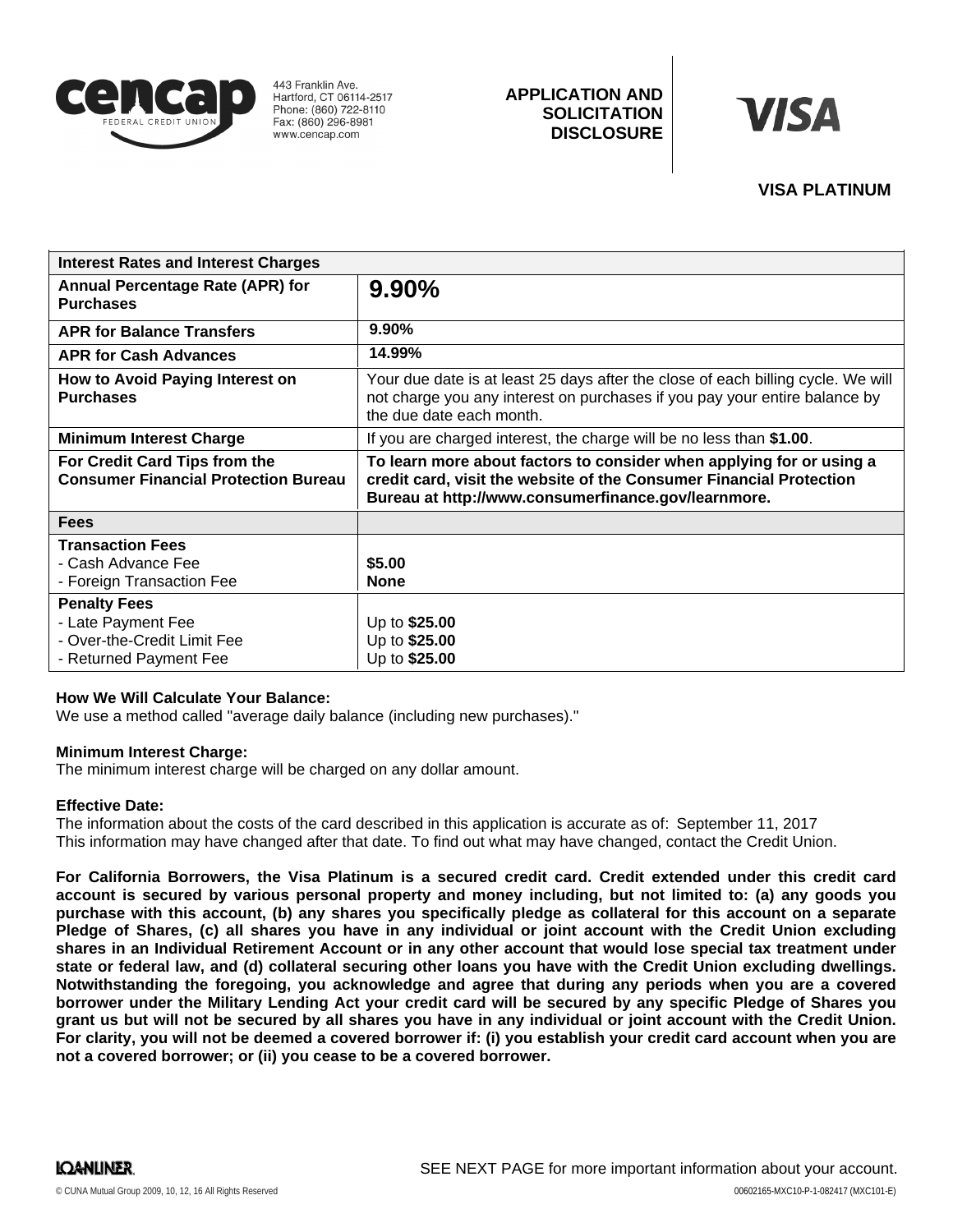443 Franklin Ave.
Hartford, CT 06114-2517
Phone: (860) 722-8110
Fax: (860) 296-8981
www.cencap.com

**APPLICATION AND SOLICITATION DISCLOSURE**

**VISA PLATINUM**

| **Interest Rates and Interest Charges** | |
|---|---|
| **Annual Percentage Rate (APR) for Purchases** | **9.90%** |
| **APR for Balance Transfers** | **9.90%** |
| **APR for Cash Advances** | **14.99%** |
| **How to Avoid Paying Interest on Purchases** | Your due date is at least 25 days after the close of each billing cycle. We will not charge you any interest on purchases if you pay your entire balance by the due date each month. |
| **Minimum Interest Charge** | If you are charged interest, the charge will be no less than **$1.00**. |
| **For Credit Card Tips from the Consumer Financial Protection Bureau** | **To learn more about factors to consider when applying for or using a credit card, visit the website of the Consumer Financial Protection Bureau at http://www.consumerfinance.gov/learnmore.** |
| **Fees** | |
| **Transaction Fees**<br>- Cash Advance Fee<br>- Foreign Transaction Fee | <br>**$5.00**<br>**None** |
| **Penalty Fees**<br>- Late Payment Fee<br>- Over-the-Credit Limit Fee<br>- Returned Payment Fee | <br>Up to **$25.00**<br>Up to **$25.00**<br>Up to **$25.00** |

**How We Will Calculate Your Balance:**
We use a method called "average daily balance (including new purchases)."

**Minimum Interest Charge:**
The minimum interest charge will be charged on any dollar amount.

**Effective Date:**
The information about the costs of the card described in this application is accurate as of: September 11, 2017
This information may have changed after that date. To find out what may have changed, contact the Credit Union.

**For California Borrowers, the Visa Platinum is a secured credit card. Credit extended under this credit card account is secured by various personal property and money including, but not limited to: (a) any goods you purchase with this account, (b) any shares you specifically pledge as collateral for this account on a separate Pledge of Shares, (c) all shares you have in any individual or joint account with the Credit Union excluding shares in an Individual Retirement Account or in any other account that would lose special tax treatment under state or federal law, and (d) collateral securing other loans you have with the Credit Union excluding dwellings. Notwithstanding the foregoing, you acknowledge and agree that during any periods when you are a covered borrower under the Military Lending Act your credit card will be secured by any specific Pledge of Shares you grant us but will not be secured by all shares you have in any individual or joint account with the Credit Union. For clarity, you will not be deemed a covered borrower if: (i) you establish your credit card account when you are not a covered borrower; or (ii) you cease to be a covered borrower.**

SEE NEXT PAGE for more important information about your account.

© CUNA Mutual Group 2009, 10, 12, 16 All Rights Reserved

00602165-MXC10-P-1-082417 (MXC101-E)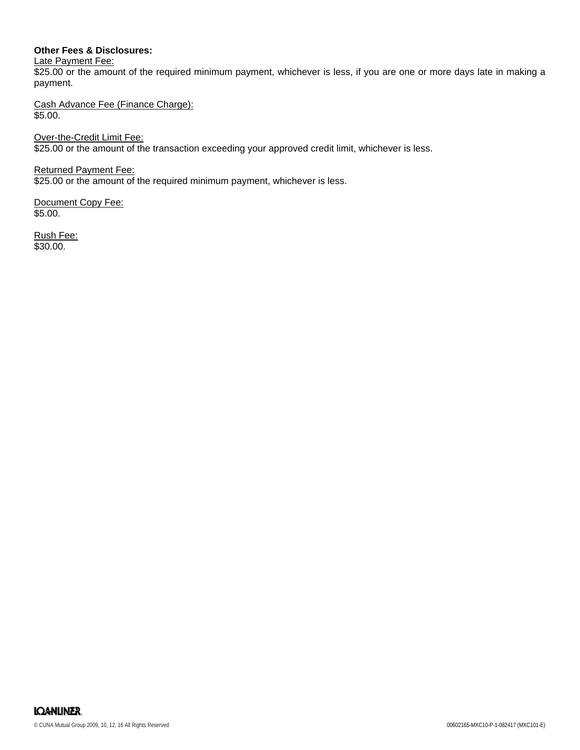**Other Fees & Disclosures:**

Late Payment Fee:
$25.00 or the amount of the required minimum payment, whichever is less, if you are one or more days late in making a payment.

Cash Advance Fee (Finance Charge):
$5.00.

Over-the-Credit Limit Fee:
$25.00 or the amount of the transaction exceeding your approved credit limit, whichever is less.

Returned Payment Fee:
$25.00 or the amount of the required minimum payment, whichever is less.

Document Copy Fee:
$5.00.

Rush Fee:
$30.00.

LOANLINER.

© CUNA Mutual Group 2009, 10, 12, 16 All Rights Reserved

00602165-MXC10-P-1-082417 (MXC101-E)